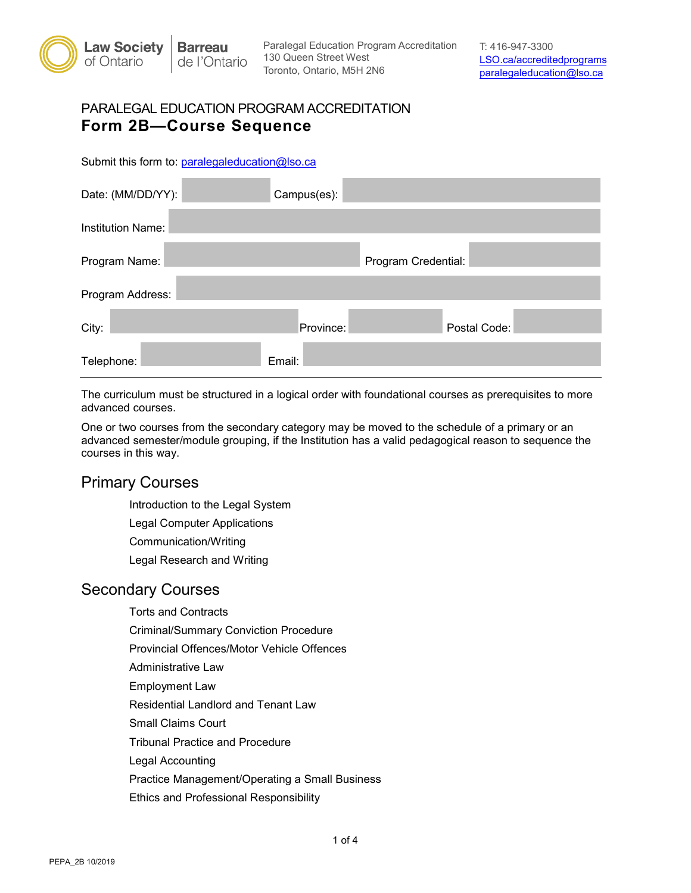Law Society of Ontario | Barreau de l'Ontario

Paralegal Education Program Accreditation
130 Queen Street West
Toronto, Ontario, M5H 2N6

T: 416-947-3300
LSO.ca/accreditedprograms
paralegaleducation@lso.ca

# PARALEGAL EDUCATION PROGRAM ACCREDITATION
## Form 2B—Course Sequence

Submit this form to: paralegaleducation@lso.ca

Date: (MM/DD/YY): Campus(es):

Institution Name:

Program Name: Program Credential:

Program Address:

City: Province: Postal Code:

Telephone: Email:

---

The curriculum must be structured in a logical order with foundational courses as prerequisites to more advanced courses.

One or two courses from the secondary category may be moved to the schedule of a primary or an advanced semester/module grouping, if the Institution has a valid pedagogical reason to sequence the courses in this way.

## Primary Courses

- Introduction to the Legal System
- Legal Computer Applications
- Communication/Writing
- Legal Research and Writing

## Secondary Courses

- Torts and Contracts
- Criminal/Summary Conviction Procedure
- Provincial Offences/Motor Vehicle Offences
- Administrative Law
- Employment Law
- Residential Landlord and Tenant Law
- Small Claims Court
- Tribunal Practice and Procedure
- Legal Accounting
- Practice Management/Operating a Small Business
- Ethics and Professional Responsibility

PEPA_2B 10/2019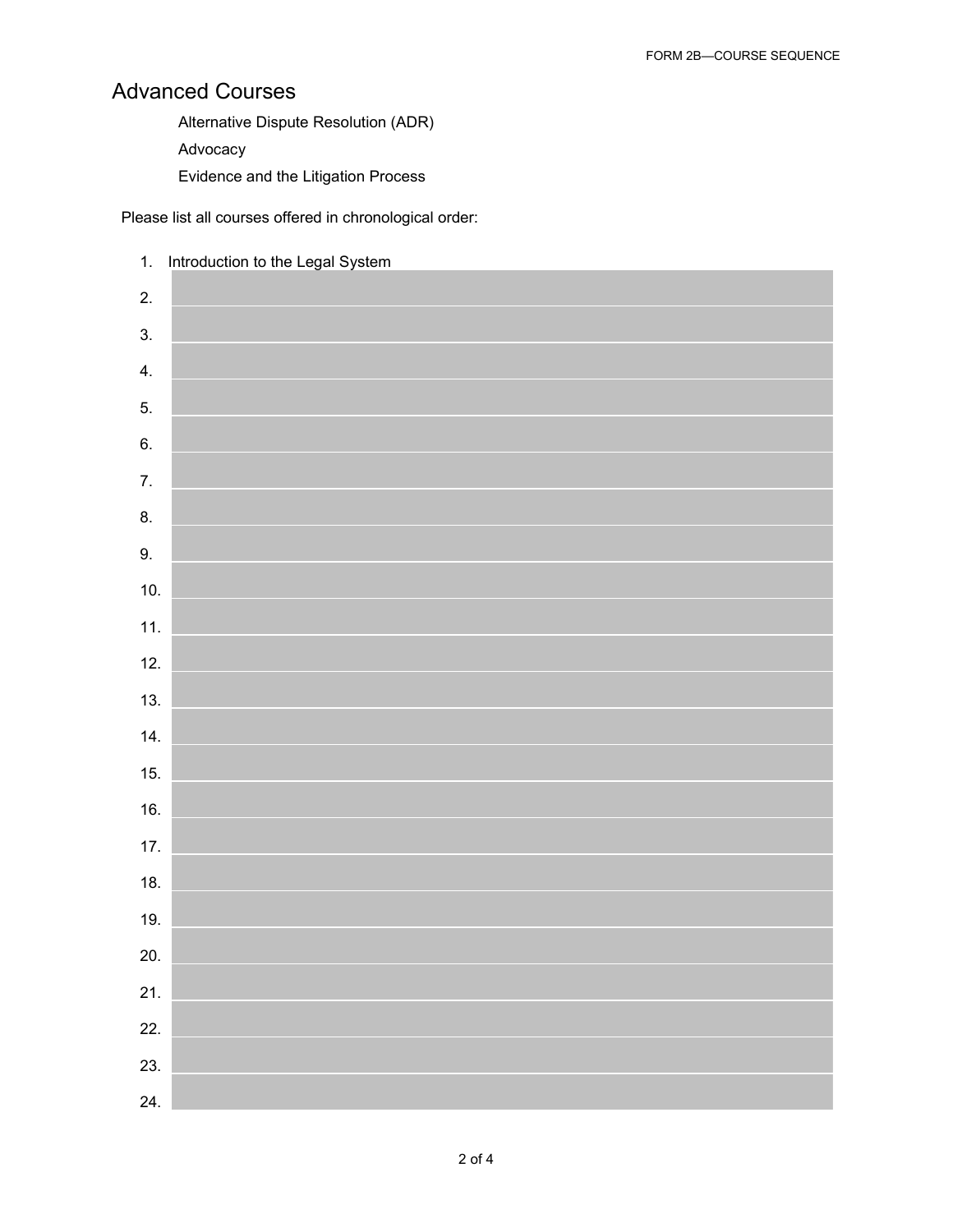## Advanced Courses

Alternative Dispute Resolution (ADR)

Advocacy

Evidence and the Litigation Process

Please list all courses offered in chronological order:

1. Introduction to the Legal System
2. 
3. 
4. 
5. 
6. 
7. 
8. 
9. 
10. 
11. 
12. 
13. 
14. 
15. 
16. 
17. 
18. 
19. 
20. 
21. 
22. 
23. 
24.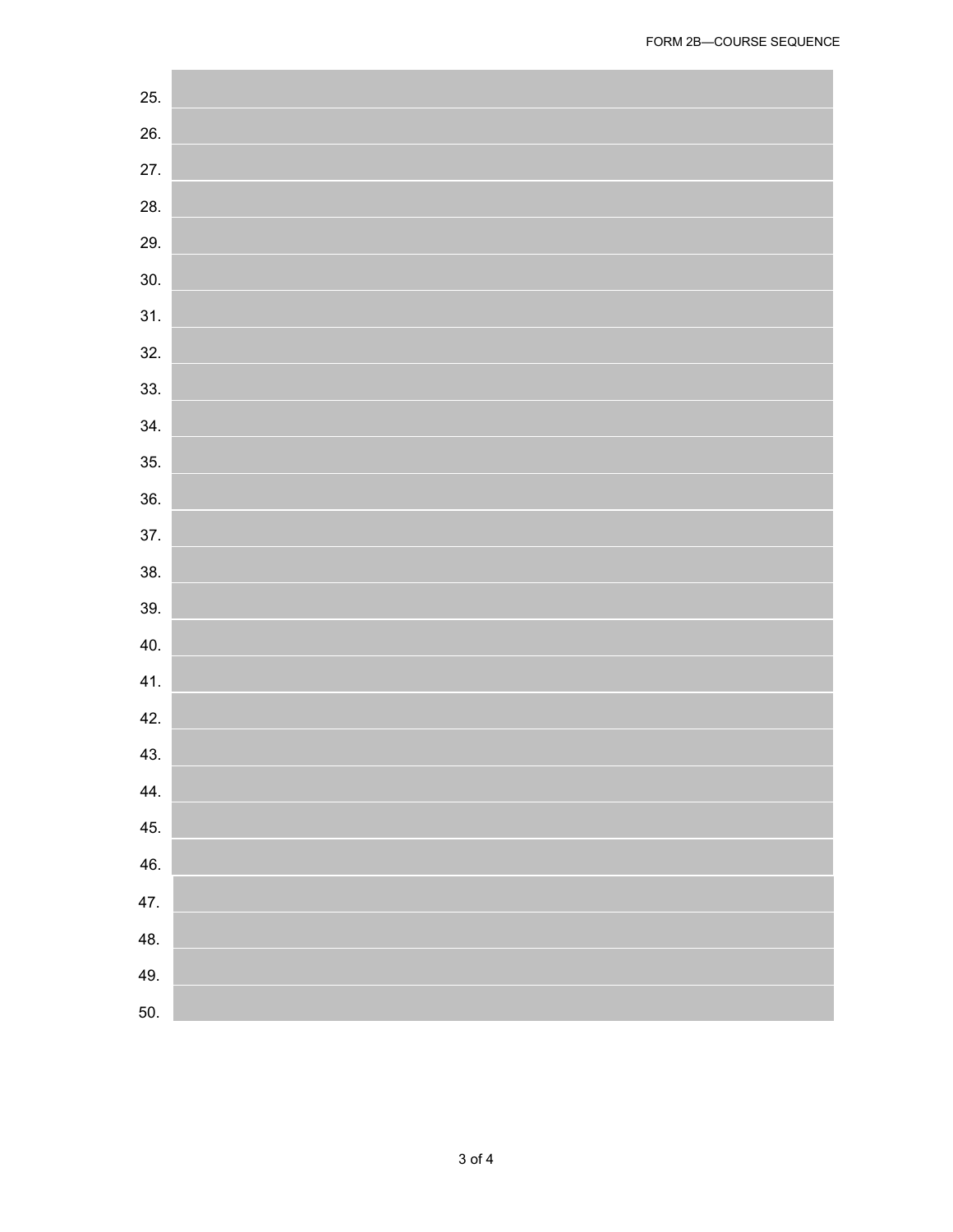25.
26.
27.
28.
29.
30.
31.
32.
33.
34.
35.
36.
37.
38.
39.
40.
41.
42.
43.
44.
45.
46.
47.
48.
49.
50.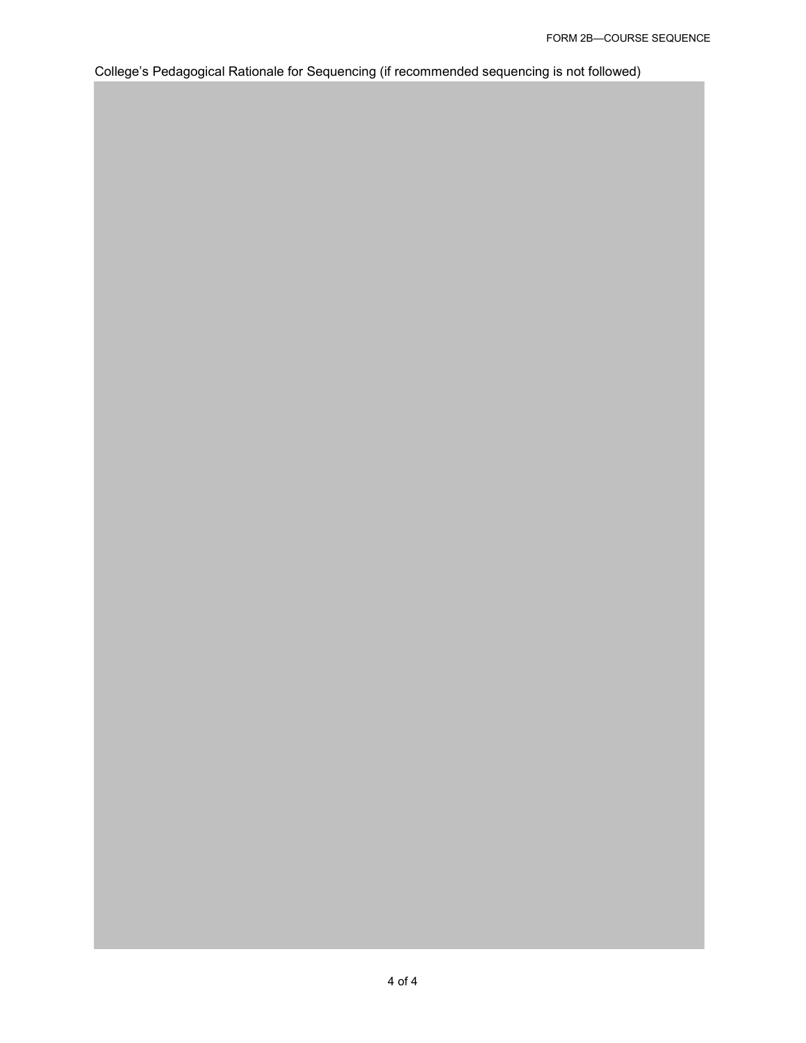College's Pedagogical Rationale for Sequencing (if recommended sequencing is not followed)